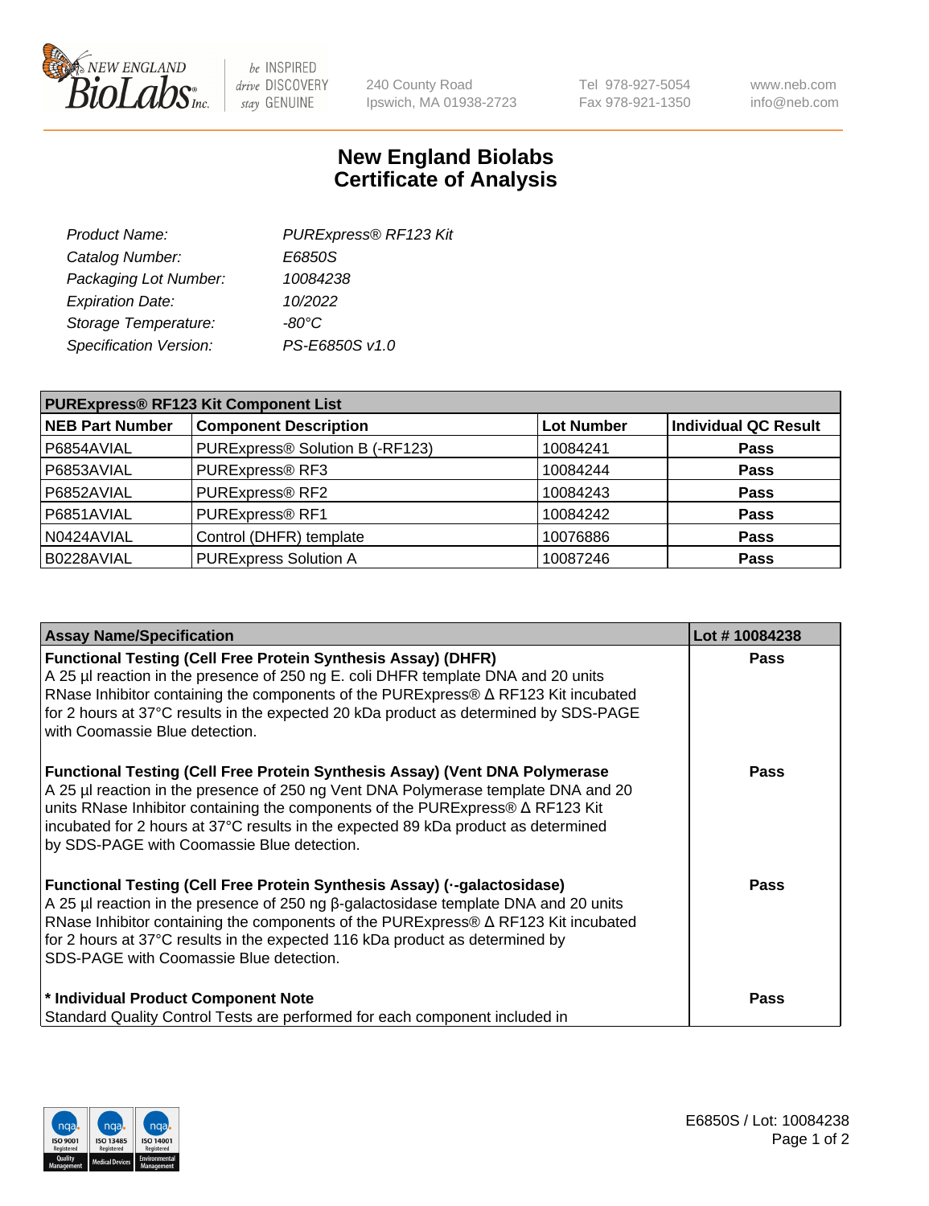240 County Road
Ipswich, MA 01938-2723

Tel 978-927-5054
Fax 978-921-1350

www.neb.com
info@neb.com

# New England Biolabs
# Certificate of Analysis

| | |
|---|---|
| *Product Name:* | *PURExpress® RF123 Kit* |
| *Catalog Number:* | *E6850S* |
| *Packaging Lot Number:* | *10084238* |
| *Expiration Date:* | *10/2022* |
| *Storage Temperature:* | *-80°C* |
| *Specification Version:* | *PS-E6850S v1.0* |

| PURExpress® RF123 Kit Component List | | | |
|---|---|---|---|
| **NEB Part Number** | **Component Description** | **Lot Number** | **Individual QC Result** |
| P6854AVIAL | PURExpress® Solution B (-RF123) | 10084241 | **Pass** |
| P6853AVIAL | PURExpress® RF3 | 10084244 | **Pass** |
| P6852AVIAL | PURExpress® RF2 | 10084243 | **Pass** |
| P6851AVIAL | PURExpress® RF1 | 10084242 | **Pass** |
| N0424AVIAL | Control (DHFR) template | 10076886 | **Pass** |
| B0228AVIAL | PURExpress Solution A | 10087246 | **Pass** |

| Assay Name/Specification | Lot # 10084238 |
|---|---|
| **Functional Testing (Cell Free Protein Synthesis Assay) (DHFR)** A 25 µl reaction in the presence of 250 ng E. coli DHFR template DNA and 20 units RNase Inhibitor containing the components of the PURExpress® Δ RF123 Kit incubated for 2 hours at 37°C results in the expected 20 kDa product as determined by SDS-PAGE with Coomassie Blue detection. | **Pass** |
| **Functional Testing (Cell Free Protein Synthesis Assay) (Vent DNA Polymerase** A 25 µl reaction in the presence of 250 ng Vent DNA Polymerase template DNA and 20 units RNase Inhibitor containing the components of the PURExpress® Δ RF123 Kit incubated for 2 hours at 37°C results in the expected 89 kDa product as determined by SDS-PAGE with Coomassie Blue detection. | **Pass** |
| **Functional Testing (Cell Free Protein Synthesis Assay) (·-galactosidase)** A 25 µl reaction in the presence of 250 ng β-galactosidase template DNA and 20 units RNase Inhibitor containing the components of the PURExpress® Δ RF123 Kit incubated for 2 hours at 37°C results in the expected 116 kDa product as determined by SDS-PAGE with Coomassie Blue detection. | **Pass** |
| **\* Individual Product Component Note** Standard Quality Control Tests are performed for each component included in | **Pass** |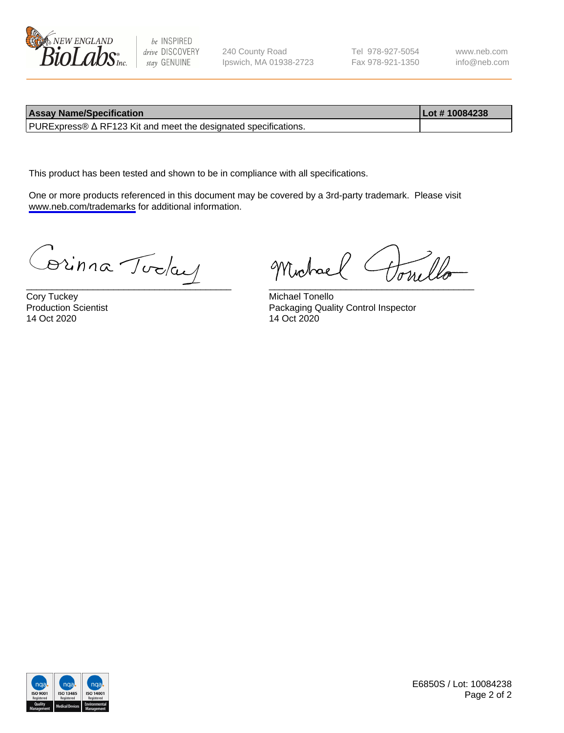| Assay Name/Specification | Lot # 10084238 |
| --- | --- |
| PURExpress® Δ RF123 Kit and meet the designated specifications. | |

This product has been tested and shown to be in compliance with all specifications.

One or more products referenced in this document may be covered by a 3rd-party trademark. Please visit www.neb.com/trademarks for additional information.

Cory Tuckey
Production Scientist
14 Oct 2020

Michael Tonello
Packaging Quality Control Inspector
14 Oct 2020

E6850S / Lot: 10084238